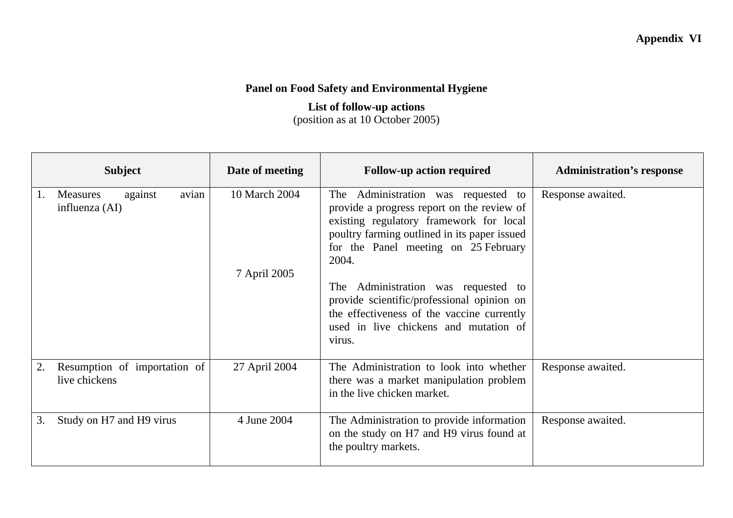**Appendix VI**

**Panel on Food Safety and Environmental Hygiene**

**List of follow-up actions**
(position as at 10 October 2005)

| Subject | Date of meeting | Follow-up action required | Administration's response |
|---|---|---|---|
| 1. Measures against avian influenza (AI) | 10 March 2004<br><br>7 April 2005 | The Administration was requested to provide a progress report on the review of existing regulatory framework for local poultry farming outlined in its paper issued for the Panel meeting on 25 February 2004.<br><br>The Administration was requested to provide scientific/professional opinion on the effectiveness of the vaccine currently used in live chickens and mutation of virus. | Response awaited. |
| 2. Resumption of importation of live chickens | 27 April 2004 | The Administration to look into whether there was a market manipulation problem in the live chicken market. | Response awaited. |
| 3. Study on H7 and H9 virus | 4 June 2004 | The Administration to provide information on the study on H7 and H9 virus found at the poultry markets. | Response awaited. |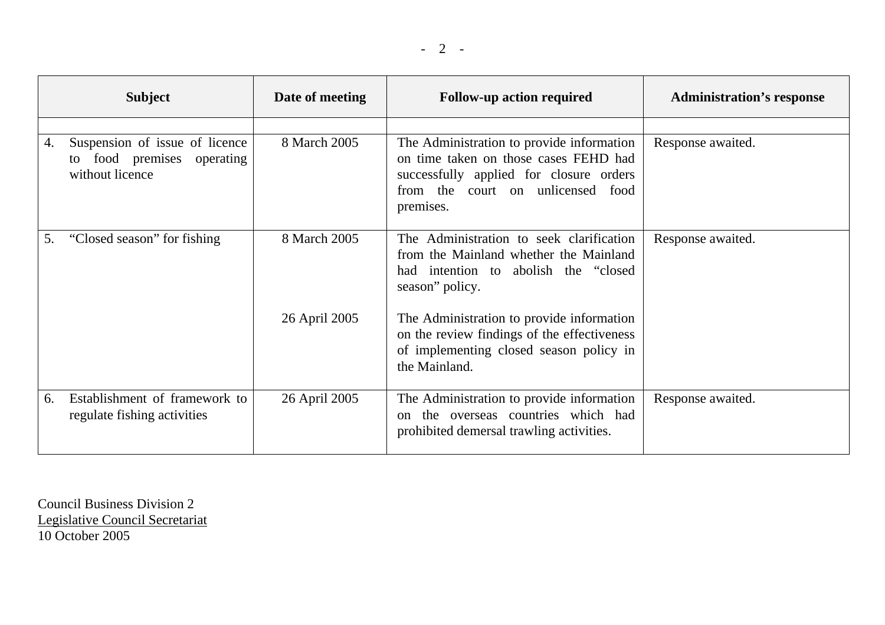| Subject | Date of meeting | Follow-up action required | Administration's response |
|---|---|---|---|
| | | | |
| 4. Suspension of issue of licence to food premises operating without licence | 8 March 2005 | The Administration to provide information on time taken on those cases FEHD had successfully applied for closure orders from the court on unlicensed food premises. | Response awaited. |
| 5. "Closed season" for fishing | 8 March 2005 | The Administration to seek clarification from the Mainland whether the Mainland had intention to abolish the "closed season" policy. | Response awaited. |
| | 26 April 2005 | The Administration to provide information on the review findings of the effectiveness of implementing closed season policy in the Mainland. | |
| 6. Establishment of framework to regulate fishing activities | 26 April 2005 | The Administration to provide information on the overseas countries which had prohibited demersal trawling activities. | Response awaited. |

Council Business Division 2
Legislative Council Secretariat
10 October 2005